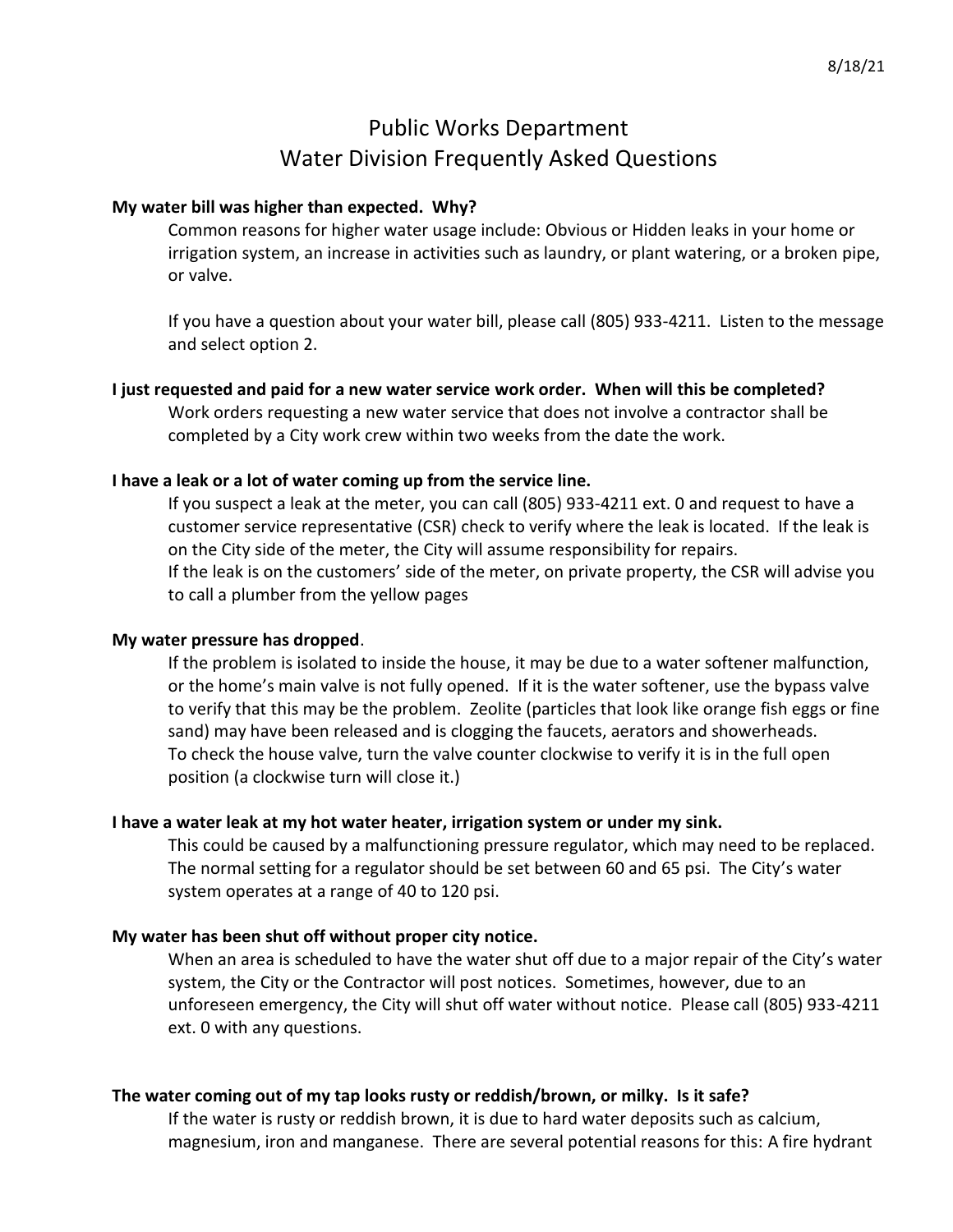8/18/21

# Public Works Department
# Water Division Frequently Asked Questions

**My water bill was higher than expected. Why?**

Common reasons for higher water usage include: Obvious or Hidden leaks in your home or irrigation system, an increase in activities such as laundry, or plant watering, or a broken pipe, or valve.

If you have a question about your water bill, please call (805) 933-4211. Listen to the message and select option 2.

**I just requested and paid for a new water service work order. When will this be completed?**

Work orders requesting a new water service that does not involve a contractor shall be completed by a City work crew within two weeks from the date the work.

**I have a leak or a lot of water coming up from the service line.**

If you suspect a leak at the meter, you can call (805) 933-4211 ext. 0 and request to have a customer service representative (CSR) check to verify where the leak is located. If the leak is on the City side of the meter, the City will assume responsibility for repairs.
If the leak is on the customers' side of the meter, on private property, the CSR will advise you to call a plumber from the yellow pages

**My water pressure has dropped**.

If the problem is isolated to inside the house, it may be due to a water softener malfunction, or the home's main valve is not fully opened. If it is the water softener, use the bypass valve to verify that this may be the problem. Zeolite (particles that look like orange fish eggs or fine sand) may have been released and is clogging the faucets, aerators and showerheads.
To check the house valve, turn the valve counter clockwise to verify it is in the full open position (a clockwise turn will close it.)

**I have a water leak at my hot water heater, irrigation system or under my sink.**

This could be caused by a malfunctioning pressure regulator, which may need to be replaced. The normal setting for a regulator should be set between 60 and 65 psi. The City's water system operates at a range of 40 to 120 psi.

**My water has been shut off without proper city notice.**

When an area is scheduled to have the water shut off due to a major repair of the City's water system, the City or the Contractor will post notices. Sometimes, however, due to an unforeseen emergency, the City will shut off water without notice. Please call (805) 933-4211 ext. 0 with any questions.

**The water coming out of my tap looks rusty or reddish/brown, or milky. Is it safe?**

If the water is rusty or reddish brown, it is due to hard water deposits such as calcium, magnesium, iron and manganese. There are several potential reasons for this: A fire hydrant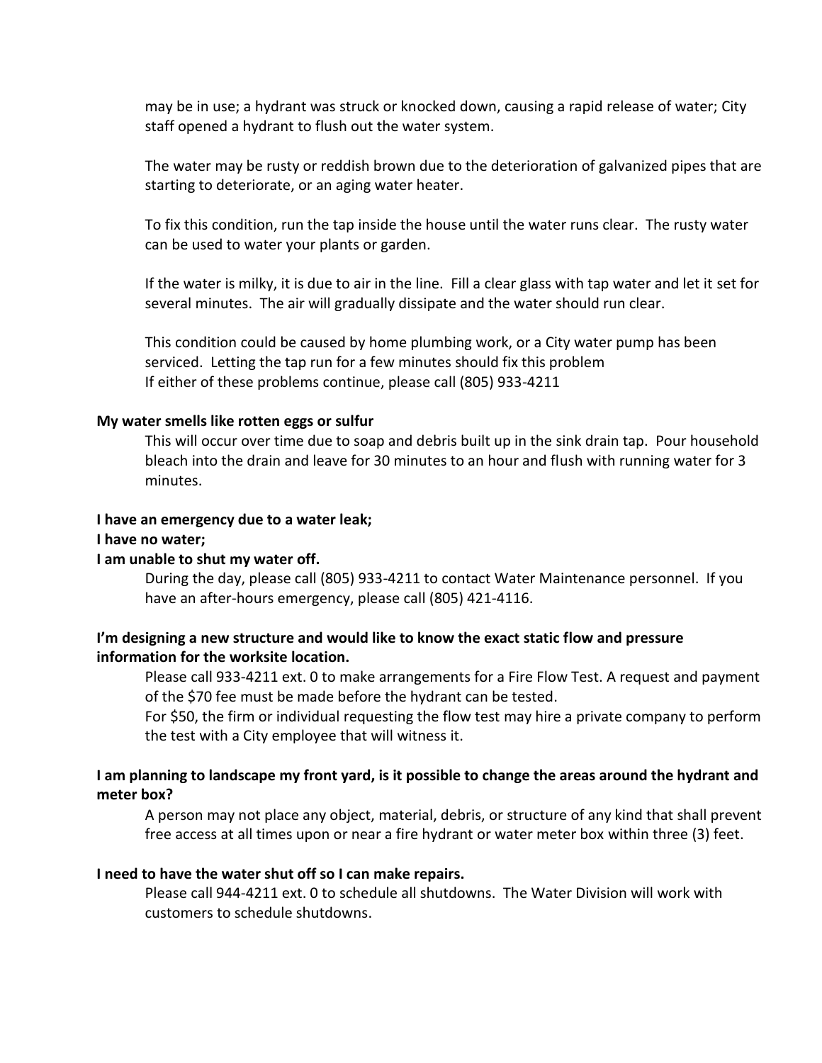may be in use; a hydrant was struck or knocked down, causing a rapid release of water; City staff opened a hydrant to flush out the water system.

The water may be rusty or reddish brown due to the deterioration of galvanized pipes that are starting to deteriorate, or an aging water heater.

To fix this condition, run the tap inside the house until the water runs clear. The rusty water can be used to water your plants or garden.

If the water is milky, it is due to air in the line. Fill a clear glass with tap water and let it set for several minutes. The air will gradually dissipate and the water should run clear.

This condition could be caused by home plumbing work, or a City water pump has been serviced. Letting the tap run for a few minutes should fix this problem
If either of these problems continue, please call (805) 933-4211

**My water smells like rotten eggs or sulfur**

This will occur over time due to soap and debris built up in the sink drain tap. Pour household bleach into the drain and leave for 30 minutes to an hour and flush with running water for 3 minutes.

**I have an emergency due to a water leak;**
**I have no water;**
**I am unable to shut my water off.**

During the day, please call (805) 933-4211 to contact Water Maintenance personnel. If you have an after-hours emergency, please call (805) 421-4116.

**I'm designing a new structure and would like to know the exact static flow and pressure information for the worksite location.**

Please call 933-4211 ext. 0 to make arrangements for a Fire Flow Test. A request and payment of the $70 fee must be made before the hydrant can be tested.
For $50, the firm or individual requesting the flow test may hire a private company to perform the test with a City employee that will witness it.

**I am planning to landscape my front yard, is it possible to change the areas around the hydrant and meter box?**

A person may not place any object, material, debris, or structure of any kind that shall prevent free access at all times upon or near a fire hydrant or water meter box within three (3) feet.

**I need to have the water shut off so I can make repairs.**

Please call 944-4211 ext. 0 to schedule all shutdowns. The Water Division will work with customers to schedule shutdowns.